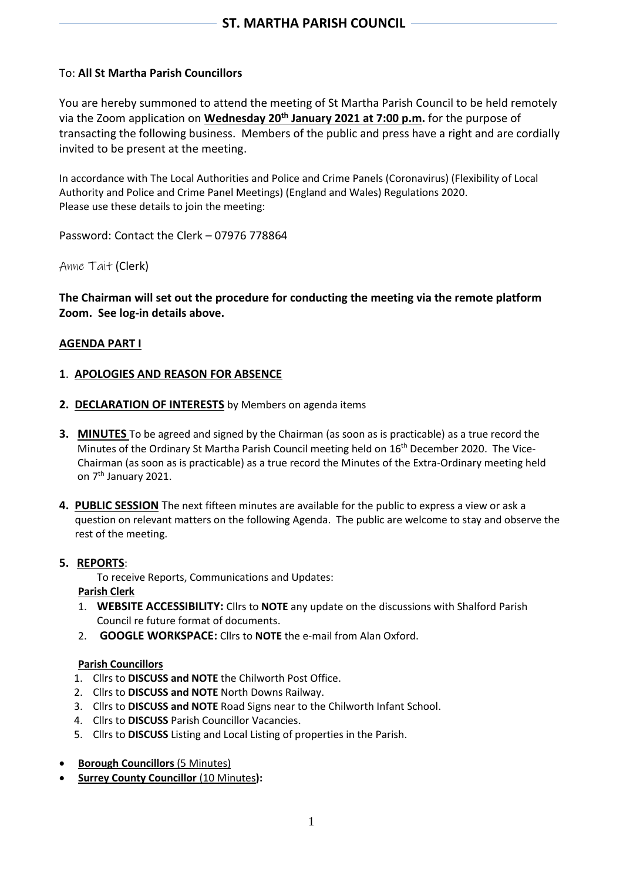# ST. MARTHA PARISH COUNCIL

To: **All St Martha Parish Councillors**

You are hereby summoned to attend the meeting of St Martha Parish Council to be held remotely via the Zoom application on **Wednesday 20th January 2021 at 7:00 p.m.** for the purpose of transacting the following business. Members of the public and press have a right and are cordially invited to be present at the meeting.

In accordance with The Local Authorities and Police and Crime Panels (Coronavirus) (Flexibility of Local Authority and Police and Crime Panel Meetings) (England and Wales) Regulations 2020.
Please use these details to join the meeting:

Password: Contact the Clerk – 07976 778864

Anne Tait (Clerk)

**The Chairman will set out the procedure for conducting the meeting via the remote platform Zoom. See log-in details above.**

## AGENDA PART I

**1. APOLOGIES AND REASON FOR ABSENCE**

**2. DECLARATION OF INTERESTS** by Members on agenda items

**3. MINUTES** To be agreed and signed by the Chairman (as soon as is practicable) as a true record the Minutes of the Ordinary St Martha Parish Council meeting held on 16th December 2020. The Vice-Chairman (as soon as is practicable) as a true record the Minutes of the Extra-Ordinary meeting held on 7th January 2021.

**4. PUBLIC SESSION** The next fifteen minutes are available for the public to express a view or ask a question on relevant matters on the following Agenda. The public are welcome to stay and observe the rest of the meeting.

**5. REPORTS**:

To receive Reports, Communications and Updates:

**Parish Clerk**

1. **WEBSITE ACCESSIBILITY:** Cllrs to **NOTE** any update on the discussions with Shalford Parish Council re future format of documents.
2. **GOOGLE WORKSPACE:** Cllrs to **NOTE** the e-mail from Alan Oxford.

**Parish Councillors**

1. Cllrs to **DISCUSS and NOTE** the Chilworth Post Office.
2. Cllrs to **DISCUSS and NOTE** North Downs Railway.
3. Cllrs to **DISCUSS and NOTE** Road Signs near to the Chilworth Infant School.
4. Cllrs to **DISCUSS** Parish Councillor Vacancies.
5. Cllrs to **DISCUSS** Listing and Local Listing of properties in the Parish.

- **Borough Councillors** (5 Minutes)
- **Surrey County Councillor** (10 Minutes)**:**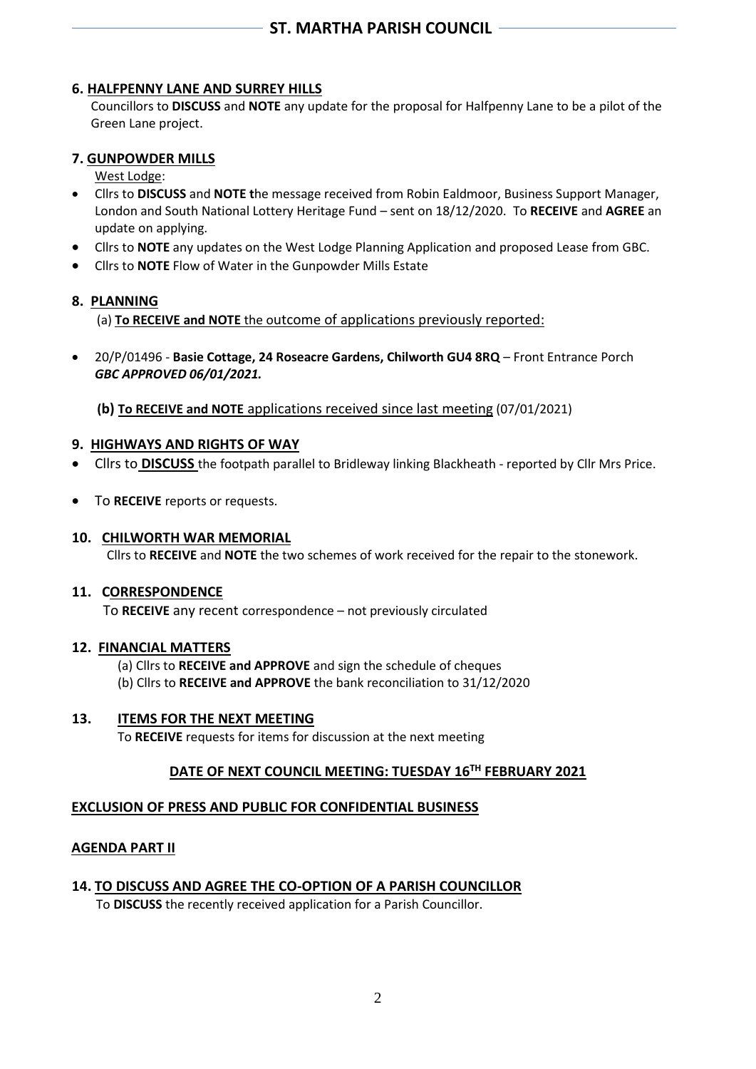## 6. HALFPENNY LANE AND SURREY HILLS

Councillors to **DISCUSS** and **NOTE** any update for the proposal for Halfpenny Lane to be a pilot of the Green Lane project.

## 7. GUNPOWDER MILLS

West Lodge:

- Cllrs to **DISCUSS** and **NOTE t**he message received from Robin Ealdmoor, Business Support Manager, London and South National Lottery Heritage Fund – sent on 18/12/2020. To **RECEIVE** and **AGREE** an update on applying.
- Cllrs to **NOTE** any updates on the West Lodge Planning Application and proposed Lease from GBC.
- Cllrs to **NOTE** Flow of Water in the Gunpowder Mills Estate

## 8. PLANNING

(a) **To RECEIVE and NOTE** the outcome of applications previously reported:

- 20/P/01496 - **Basie Cottage, 24 Roseacre Gardens, Chilworth GU4 8RQ** – Front Entrance Porch ***GBC APPROVED 06/01/2021.***

**(b) To RECEIVE and NOTE** applications received since last meeting (07/01/2021)

## 9. HIGHWAYS AND RIGHTS OF WAY

- Cllrs to **DISCUSS** the footpath parallel to Bridleway linking Blackheath - reported by Cllr Mrs Price.
- To **RECEIVE** reports or requests.

## 10. CHILWORTH WAR MEMORIAL

Cllrs to **RECEIVE** and **NOTE** the two schemes of work received for the repair to the stonework.

## 11. CORRESPONDENCE

To **RECEIVE** any recent correspondence – not previously circulated

## 12. FINANCIAL MATTERS

(a) Cllrs to **RECEIVE and APPROVE** and sign the schedule of cheques
(b) Cllrs to **RECEIVE and APPROVE** the bank reconciliation to 31/12/2020

## 13. ITEMS FOR THE NEXT MEETING

To **RECEIVE** requests for items for discussion at the next meeting

**DATE OF NEXT COUNCIL MEETING: TUESDAY 16TH FEBRUARY 2021**

## EXCLUSION OF PRESS AND PUBLIC FOR CONFIDENTIAL BUSINESS

## AGENDA PART II

## 14. TO DISCUSS AND AGREE THE CO-OPTION OF A PARISH COUNCILLOR

To **DISCUSS** the recently received application for a Parish Councillor.